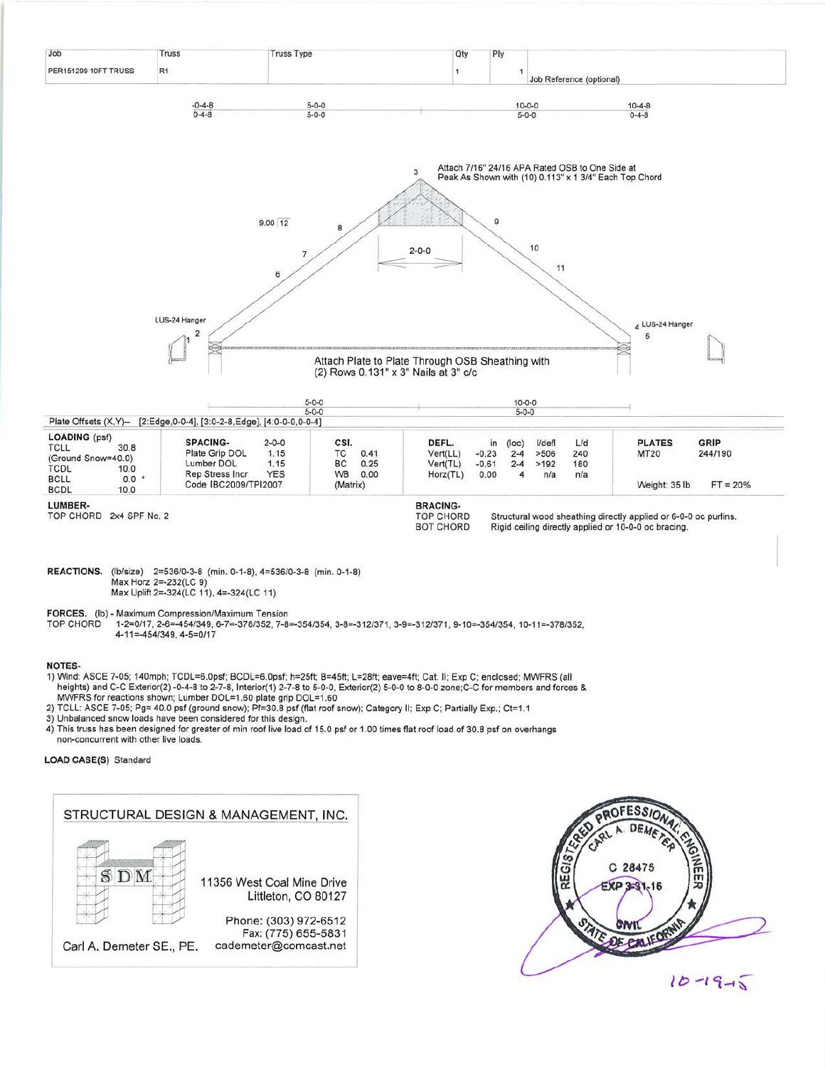| Job | Truss | Truss Type | Qty | Ply | |
|---|---|---|---|---|---|
| PER151299 10FT TRUSS | R1 | | 1 | 1 | Job Reference (optional) |

-0-4-8 | 5-0-0 | 10-0-0 | 10-4-8
0-4-8 | 5-0-0 | 5-0-0 | 0-4-8

Attach 7/16" 24/16 APA Rated OSB to One Side at Peak As Shown with (10) 0.113" x 1 3/4" Each Top Chord

9.00 12

2-0-0

LUS-24 Hanger

LUS-24 Hanger

Attach Plate to Plate Through OSB Sheathing with (2) Rows 0.131" x 3" Nails at 3" c/c

5-0-0 | 10-0-0
5-0-0 | 5-0-0

Plate Offsets (X,Y)-- [2:Edge,0-0-4], [3:0-2-8,Edge], [4:0-0-0,0-0-4]

| LOADING (psf) | | SPACING- | 2-0-0 | CSI. | | DEFL. | in | (loc) | l/defl | L/d | PLATES | GRIP |
|---|---|---|---|---|---|---|---|---|---|---|---|---|
| TCLL | 30.8 | Plate Grip DOL | 1.15 | TC | 0.41 | Vert(LL) | -0.23 | 2-4 | >506 | 240 | MT20 | 244/190 |
| (Ground Snow=40.0) | | Lumber DOL | 1.15 | BC | 0.25 | Vert(TL) | -0.61 | 2-4 | >192 | 180 | | |
| TCDL | 10.0 | Rep Stress Incr | YES | WB | 0.00 | Horz(TL) | 0.00 | 4 | n/a | n/a | | |
| BCLL | 0.0 * | Code IBC2009/TPI2007 | | (Matrix) | | | | | | | Weight: 35 lb | FT = 20% |
| BCDL | 10.0 | | | | | | | | | | | |

**LUMBER-**
TOP CHORD 2x4 SPF No. 2

**BRACING-**
TOP CHORD Structural wood sheathing directly applied or 6-0-0 oc purlins.
BOT CHORD Rigid ceiling directly applied or 10-0-0 oc bracing.

**REACTIONS.** (lb/size) 2=536/0-3-8 (min. 0-1-8), 4=536/0-3-8 (min. 0-1-8)
Max Horz 2=-232(LC 9)
Max Uplift 2=-324(LC 11), 4=-324(LC 11)

**FORCES.** (lb) - Maximum Compression/Maximum Tension
TOP CHORD 1-2=0/17, 2-6=-454/349, 6-7=-378/352, 7-8=-354/354, 3-8=-312/371, 3-9=-312/371, 9-10=-354/354, 10-11=-378/352, 4-11=-454/349, 4-5=0/17

**NOTES-**
1) Wind: ASCE 7-05; 140mph; TCDL=6.0psf; BCDL=6.0psf; h=25ft; B=45ft; L=28ft; eave=4ft; Cat. II; Exp C; enclosed; MWFRS (all heights) and C-C Exterior(2) -0-4-8 to 2-7-8, Interior(1) 2-7-8 to 5-0-0, Exterior(2) 5-0-0 to 8-0-0 zone;C-C for members and forces & MWFRS for reactions shown; Lumber DOL=1.60 plate grip DOL=1.60
2) TCLL: ASCE 7-05; Pg= 40.0 psf (ground snow); Pf=30.8 psf (flat roof snow); Category II; Exp C; Partially Exp.; Ct=1.1
3) Unbalanced snow loads have been considered for this design.
4) This truss has been designed for greater of min roof live load of 15.0 psf or 1.00 times flat roof load of 30.8 psf on overhangs non-concurrent with other live loads.

**LOAD CASE(S)** Standard

STRUCTURAL DESIGN & MANAGEMENT, INC.

SDM

11356 West Coal Mine Drive
Littleton, CO 80127

Phone: (303) 972-6512
Fax: (775) 655-5831
cademeter@comcast.net

Carl A. Demeter SE., PE.

REGISTERED PROFESSIONAL ENGINEER
CARL A. DEMETER
C 28475
EXP 3-31-16
CIVIL
STATE OF CALIFORNIA

10-19-15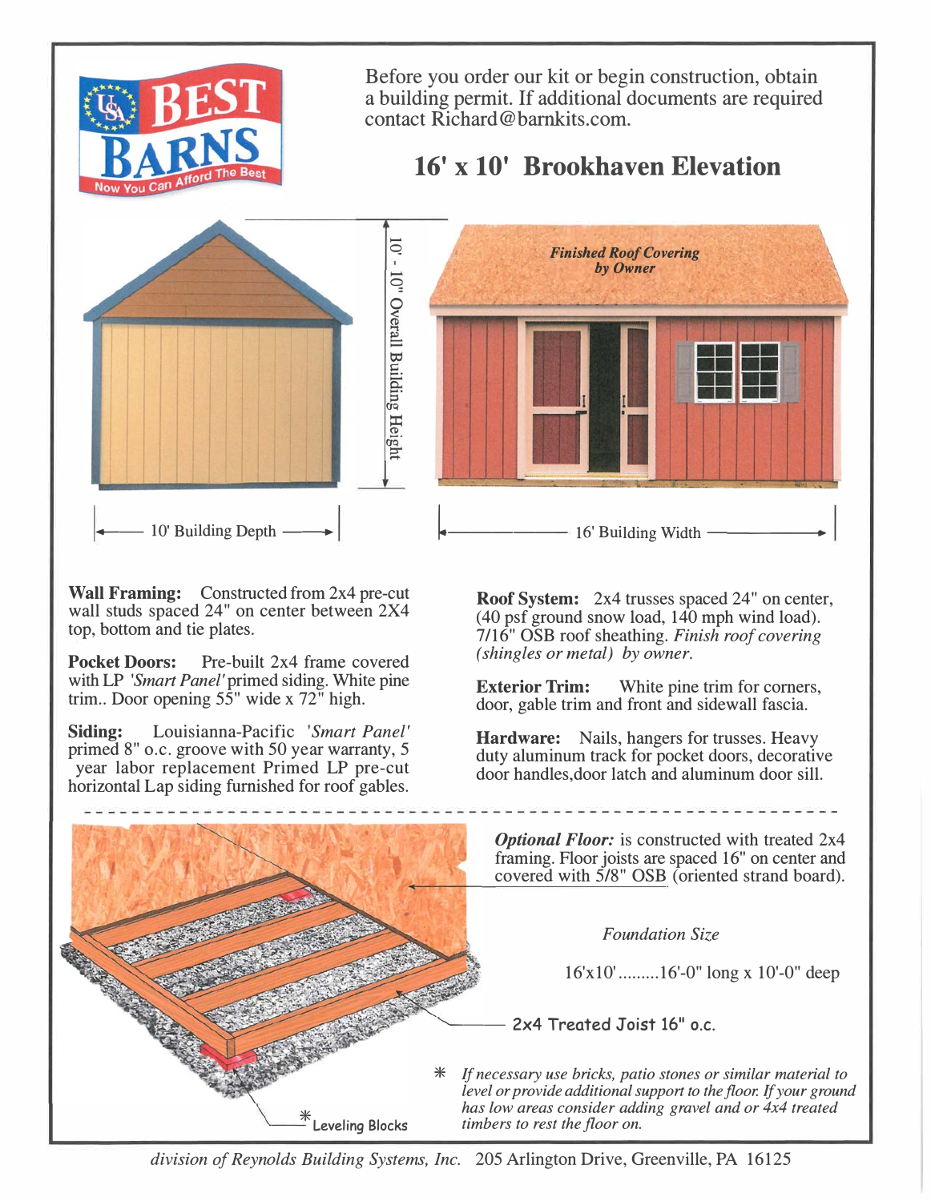BEST BARNS

Now You Can Afford The Best

Before you order our kit or begin construction, obtain a building permit. If additional documents are required contact Richard@barnkits.com.

# 16' x 10' Brookhaven Elevation

10' - 10" Overall Building Height

*Finished Roof Covering by Owner*

10' Building Depth

16' Building Width

**Wall Framing:** Constructed from 2x4 pre-cut wall studs spaced 24" on center between 2X4 top, bottom and tie plates.

**Pocket Doors:** Pre-built 2x4 frame covered with LP *'Smart Panel'* primed siding. White pine trim.. Door opening 55" wide x 72" high.

**Siding:** Louisianna-Pacific *'Smart Panel'* primed 8" o.c. groove with 50 year warranty, 5 year labor replacement Primed LP pre-cut horizontal Lap siding furnished for roof gables.

**Roof System:** 2x4 trusses spaced 24" on center, (40 psf ground snow load, 140 mph wind load). 7/16" OSB roof sheathing. *Finish roof covering (shingles or metal) by owner.*

**Exterior Trim:** White pine trim for corners, door, gable trim and front and sidewall fascia.

**Hardware:** Nails, hangers for trusses. Heavy duty aluminum track for pocket doors, decorative door handles,door latch and aluminum door sill.

***Optional Floor:*** is constructed with treated 2x4 framing. Floor joists are spaced 16" on center and covered with 5/8" OSB (oriented strand board).

*Foundation Size*

16'x10'.........16'-0" long x 10'-0" deep

2x4 Treated Joist 16" o.c.

*Leveling Blocks

\* *If necessary use bricks, patio stones or similar material to level or provide additional support to the floor. If your ground has low areas consider adding gravel and or 4x4 treated timbers to rest the floor on.*

*division of Reynolds Building Systems, Inc.* 205 Arlington Drive, Greenville, PA 16125